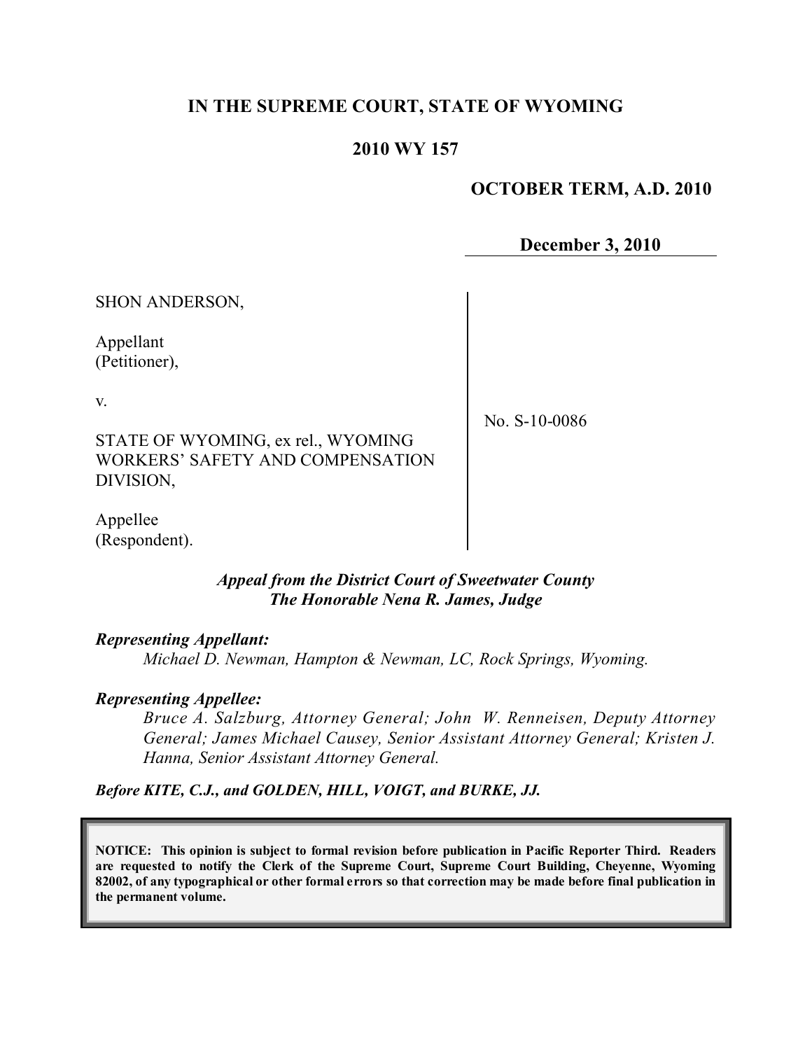# IN THE SUPREME COURT, STATE OF WYOMING

## 2010 WY 157

**OCTOBER TERM, A.D. 2010**

**December 3, 2010**

SHON ANDERSON,

Appellant
(Petitioner),

v.

STATE OF WYOMING, ex rel., WYOMING WORKERS' SAFETY AND COMPENSATION DIVISION,

Appellee
(Respondent).

No. S-10-0086

***Appeal from the District Court of Sweetwater County***
***The Honorable Nena R. James, Judge***

***Representing Appellant:***

*Michael D. Newman, Hampton & Newman, LC, Rock Springs, Wyoming.*

***Representing Appellee:***

*Bruce A. Salzburg, Attorney General; John W. Renneisen, Deputy Attorney General; James Michael Causey, Senior Assistant Attorney General; Kristen J. Hanna, Senior Assistant Attorney General.*

***Before KITE, C.J., and GOLDEN, HILL, VOIGT, and BURKE, JJ.***

**NOTICE: This opinion is subject to formal revision before publication in Pacific Reporter Third. Readers are requested to notify the Clerk of the Supreme Court, Supreme Court Building, Cheyenne, Wyoming 82002, of any typographical or other formal errors so that correction may be made before final publication in the permanent volume.**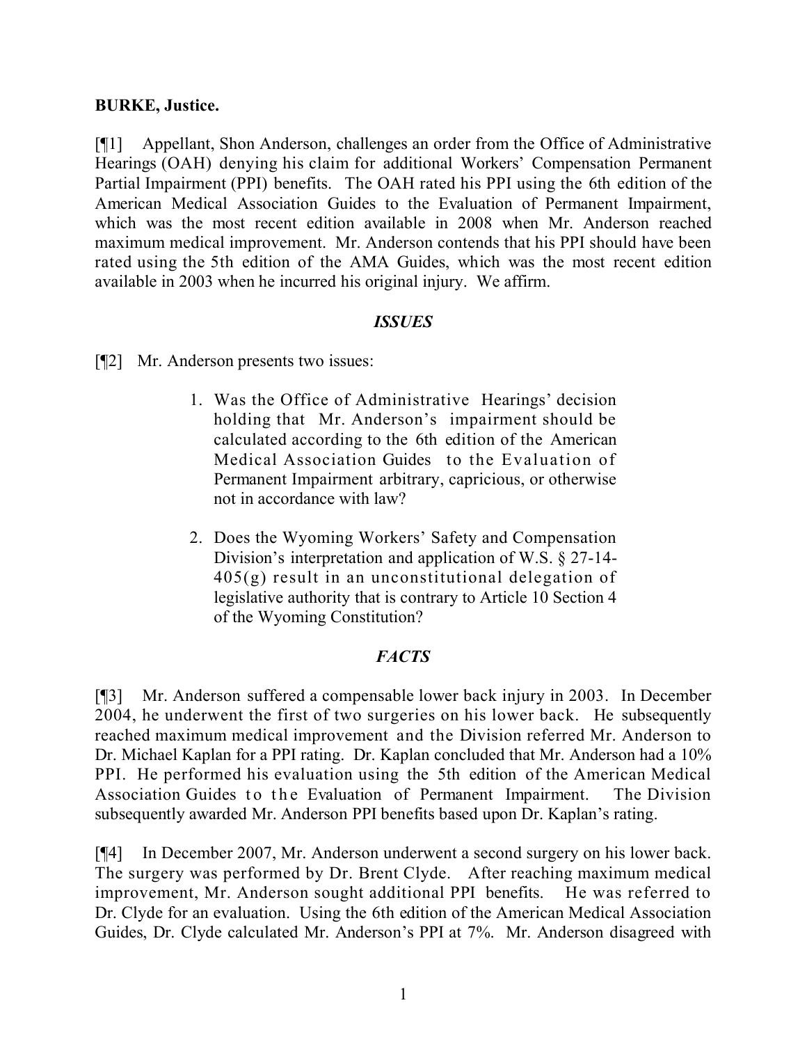**BURKE, Justice.**

[¶1] Appellant, Shon Anderson, challenges an order from the Office of Administrative Hearings (OAH) denying his claim for additional Workers' Compensation Permanent Partial Impairment (PPI) benefits. The OAH rated his PPI using the 6th edition of the American Medical Association Guides to the Evaluation of Permanent Impairment, which was the most recent edition available in 2008 when Mr. Anderson reached maximum medical improvement. Mr. Anderson contends that his PPI should have been rated using the 5th edition of the AMA Guides, which was the most recent edition available in 2003 when he incurred his original injury. We affirm.

## *ISSUES*

[¶2] Mr. Anderson presents two issues:

> 1. Was the Office of Administrative Hearings' decision holding that Mr. Anderson's impairment should be calculated according to the 6th edition of the American Medical Association Guides to the Evaluation of Permanent Impairment arbitrary, capricious, or otherwise not in accordance with law?
>
> 2. Does the Wyoming Workers' Safety and Compensation Division's interpretation and application of W.S. § 27-14-405(g) result in an unconstitutional delegation of legislative authority that is contrary to Article 10 Section 4 of the Wyoming Constitution?

## *FACTS*

[¶3] Mr. Anderson suffered a compensable lower back injury in 2003. In December 2004, he underwent the first of two surgeries on his lower back. He subsequently reached maximum medical improvement and the Division referred Mr. Anderson to Dr. Michael Kaplan for a PPI rating. Dr. Kaplan concluded that Mr. Anderson had a 10% PPI. He performed his evaluation using the 5th edition of the American Medical Association Guides to the Evaluation of Permanent Impairment. The Division subsequently awarded Mr. Anderson PPI benefits based upon Dr. Kaplan's rating.

[¶4] In December 2007, Mr. Anderson underwent a second surgery on his lower back. The surgery was performed by Dr. Brent Clyde. After reaching maximum medical improvement, Mr. Anderson sought additional PPI benefits. He was referred to Dr. Clyde for an evaluation. Using the 6th edition of the American Medical Association Guides, Dr. Clyde calculated Mr. Anderson's PPI at 7%. Mr. Anderson disagreed with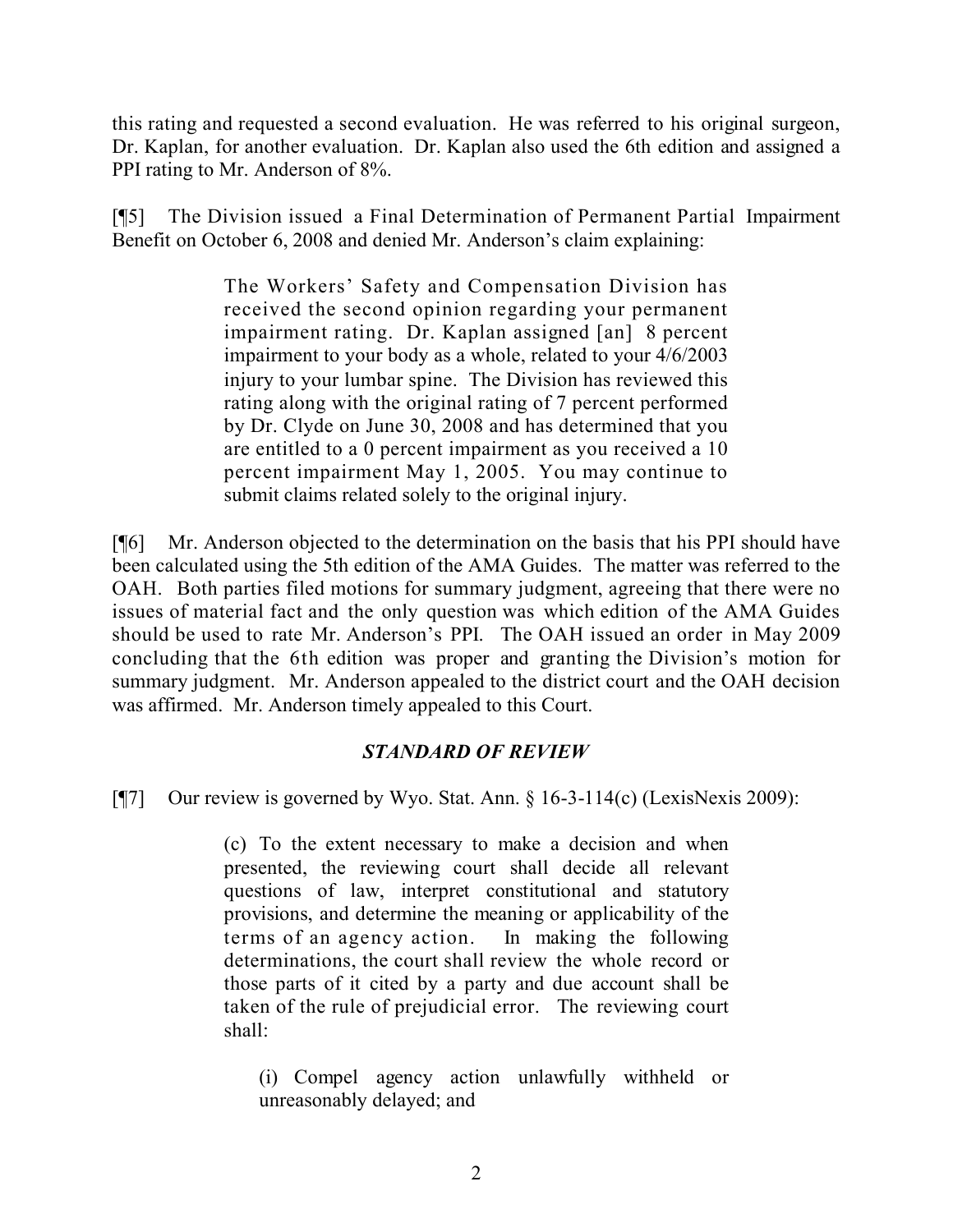this rating and requested a second evaluation. He was referred to his original surgeon, Dr. Kaplan, for another evaluation. Dr. Kaplan also used the 6th edition and assigned a PPI rating to Mr. Anderson of 8%.

[¶5] The Division issued a Final Determination of Permanent Partial Impairment Benefit on October 6, 2008 and denied Mr. Anderson's claim explaining:

> The Workers' Safety and Compensation Division has received the second opinion regarding your permanent impairment rating. Dr. Kaplan assigned [an] 8 percent impairment to your body as a whole, related to your 4/6/2003 injury to your lumbar spine. The Division has reviewed this rating along with the original rating of 7 percent performed by Dr. Clyde on June 30, 2008 and has determined that you are entitled to a 0 percent impairment as you received a 10 percent impairment May 1, 2005. You may continue to submit claims related solely to the original injury.

[¶6] Mr. Anderson objected to the determination on the basis that his PPI should have been calculated using the 5th edition of the AMA Guides. The matter was referred to the OAH. Both parties filed motions for summary judgment, agreeing that there were no issues of material fact and the only question was which edition of the AMA Guides should be used to rate Mr. Anderson's PPI. The OAH issued an order in May 2009 concluding that the 6th edition was proper and granting the Division's motion for summary judgment. Mr. Anderson appealed to the district court and the OAH decision was affirmed. Mr. Anderson timely appealed to this Court.

### *STANDARD OF REVIEW*

[¶7] Our review is governed by Wyo. Stat. Ann. § 16-3-114(c) (LexisNexis 2009):

> (c) To the extent necessary to make a decision and when presented, the reviewing court shall decide all relevant questions of law, interpret constitutional and statutory provisions, and determine the meaning or applicability of the terms of an agency action. In making the following determinations, the court shall review the whole record or those parts of it cited by a party and due account shall be taken of the rule of prejudicial error. The reviewing court shall:
>
> > (i) Compel agency action unlawfully withheld or unreasonably delayed; and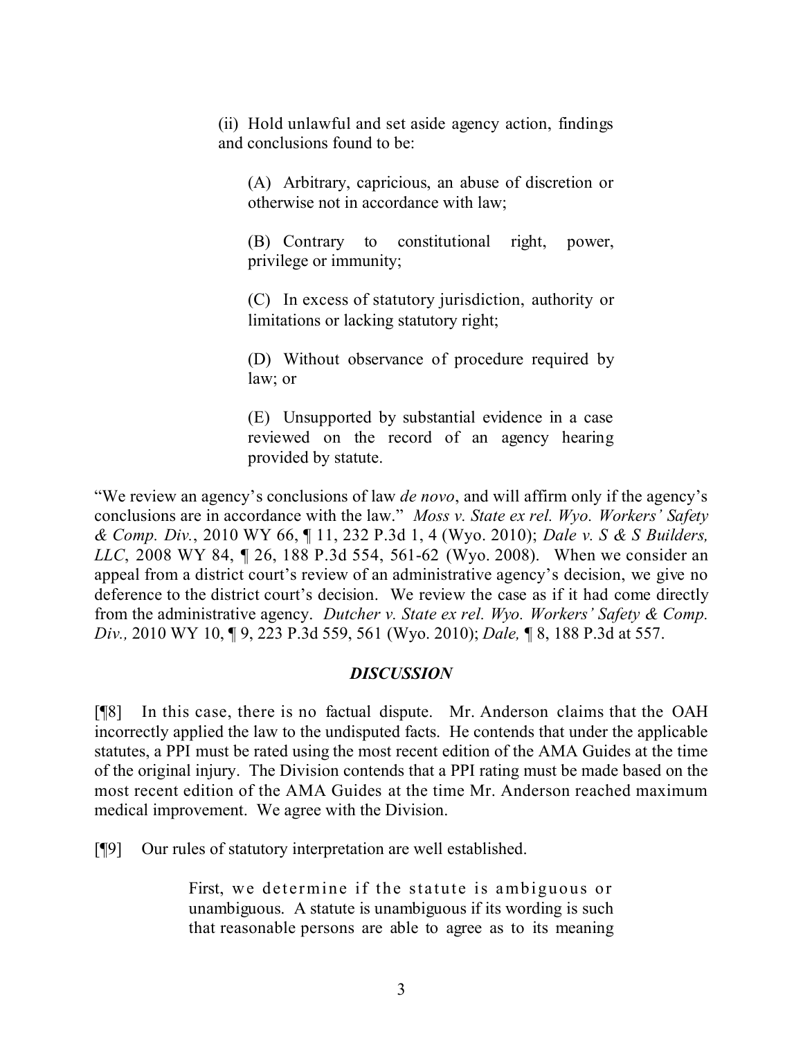> (ii) Hold unlawful and set aside agency action, findings and conclusions found to be:
>
> > (A) Arbitrary, capricious, an abuse of discretion or otherwise not in accordance with law;
> >
> > (B) Contrary to constitutional right, power, privilege or immunity;
> >
> > (C) In excess of statutory jurisdiction, authority or limitations or lacking statutory right;
> >
> > (D) Without observance of procedure required by law; or
> >
> > (E) Unsupported by substantial evidence in a case reviewed on the record of an agency hearing provided by statute.

"We review an agency's conclusions of law *de novo*, and will affirm only if the agency's conclusions are in accordance with the law." *Moss v. State ex rel. Wyo. Workers' Safety & Comp. Div.*, 2010 WY 66, ¶ 11, 232 P.3d 1, 4 (Wyo. 2010); *Dale v. S & S Builders, LLC*, 2008 WY 84, ¶ 26, 188 P.3d 554, 561-62 (Wyo. 2008). When we consider an appeal from a district court's review of an administrative agency's decision, we give no deference to the district court's decision. We review the case as if it had come directly from the administrative agency. *Dutcher v. State ex rel. Wyo. Workers' Safety & Comp. Div.,* 2010 WY 10, ¶ 9, 223 P.3d 559, 561 (Wyo. 2010); *Dale,* ¶ 8, 188 P.3d at 557.

## *DISCUSSION*

[¶8] In this case, there is no factual dispute. Mr. Anderson claims that the OAH incorrectly applied the law to the undisputed facts. He contends that under the applicable statutes, a PPI must be rated using the most recent edition of the AMA Guides at the time of the original injury. The Division contends that a PPI rating must be made based on the most recent edition of the AMA Guides at the time Mr. Anderson reached maximum medical improvement. We agree with the Division.

[¶9] Our rules of statutory interpretation are well established.

> First, we determine if the statute is ambiguous or unambiguous. A statute is unambiguous if its wording is such that reasonable persons are able to agree as to its meaning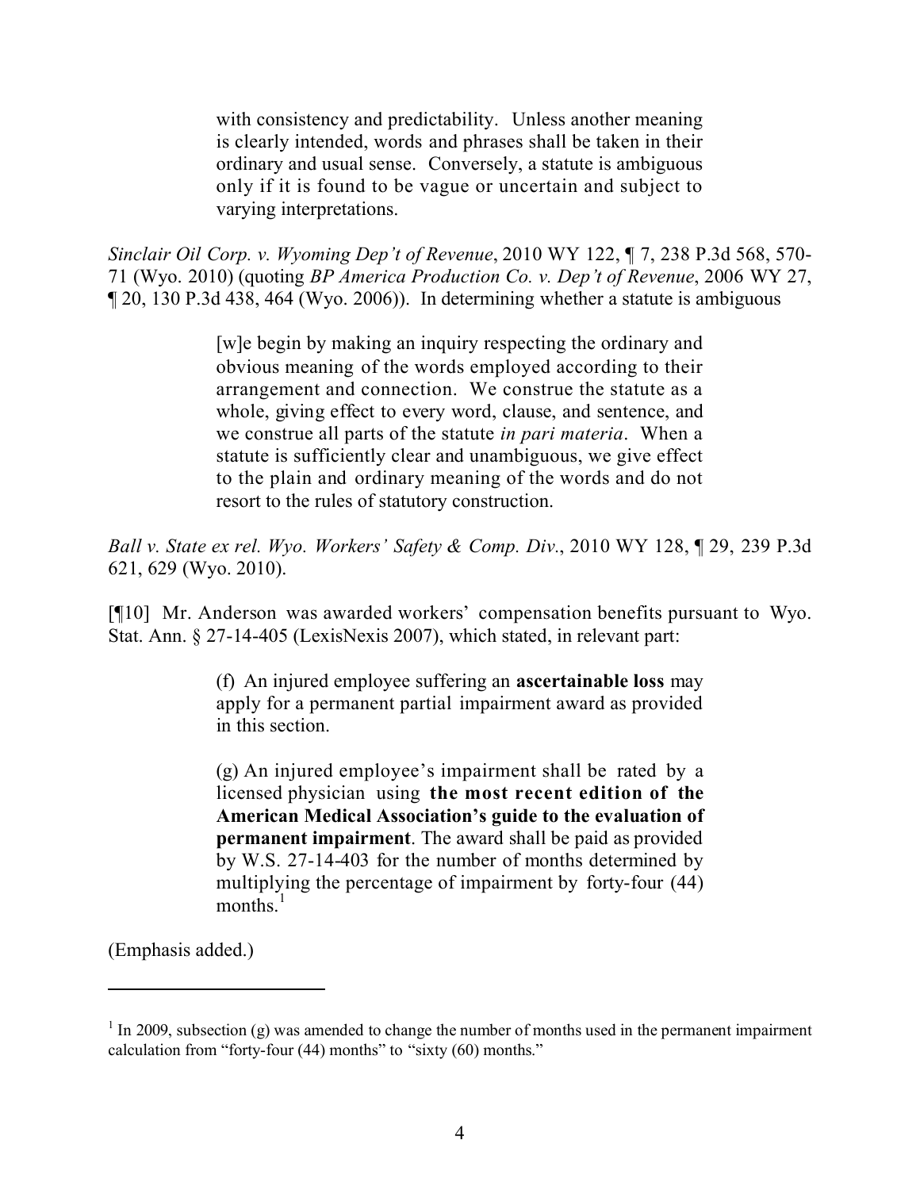> with consistency and predictability. Unless another meaning is clearly intended, words and phrases shall be taken in their ordinary and usual sense. Conversely, a statute is ambiguous only if it is found to be vague or uncertain and subject to varying interpretations.

*Sinclair Oil Corp. v. Wyoming Dep't of Revenue*, 2010 WY 122, ¶ 7, 238 P.3d 568, 570-71 (Wyo. 2010) (quoting *BP America Production Co. v. Dep't of Revenue*, 2006 WY 27, ¶ 20, 130 P.3d 438, 464 (Wyo. 2006)). In determining whether a statute is ambiguous

> [w]e begin by making an inquiry respecting the ordinary and obvious meaning of the words employed according to their arrangement and connection. We construe the statute as a whole, giving effect to every word, clause, and sentence, and we construe all parts of the statute *in pari materia*. When a statute is sufficiently clear and unambiguous, we give effect to the plain and ordinary meaning of the words and do not resort to the rules of statutory construction.

*Ball v. State ex rel. Wyo. Workers' Safety & Comp. Div.*, 2010 WY 128, ¶ 29, 239 P.3d 621, 629 (Wyo. 2010).

[¶10] Mr. Anderson was awarded workers' compensation benefits pursuant to Wyo. Stat. Ann. § 27-14-405 (LexisNexis 2007), which stated, in relevant part:

> (f) An injured employee suffering an **ascertainable loss** may apply for a permanent partial impairment award as provided in this section.
>
> (g) An injured employee's impairment shall be rated by a licensed physician using **the most recent edition of the American Medical Association's guide to the evaluation of permanent impairment**. The award shall be paid as provided by W.S. 27-14-403 for the number of months determined by multiplying the percentage of impairment by forty-four (44) months.[1]

(Emphasis added.)

---

[1] In 2009, subsection (g) was amended to change the number of months used in the permanent impairment calculation from "forty-four (44) months" to "sixty (60) months."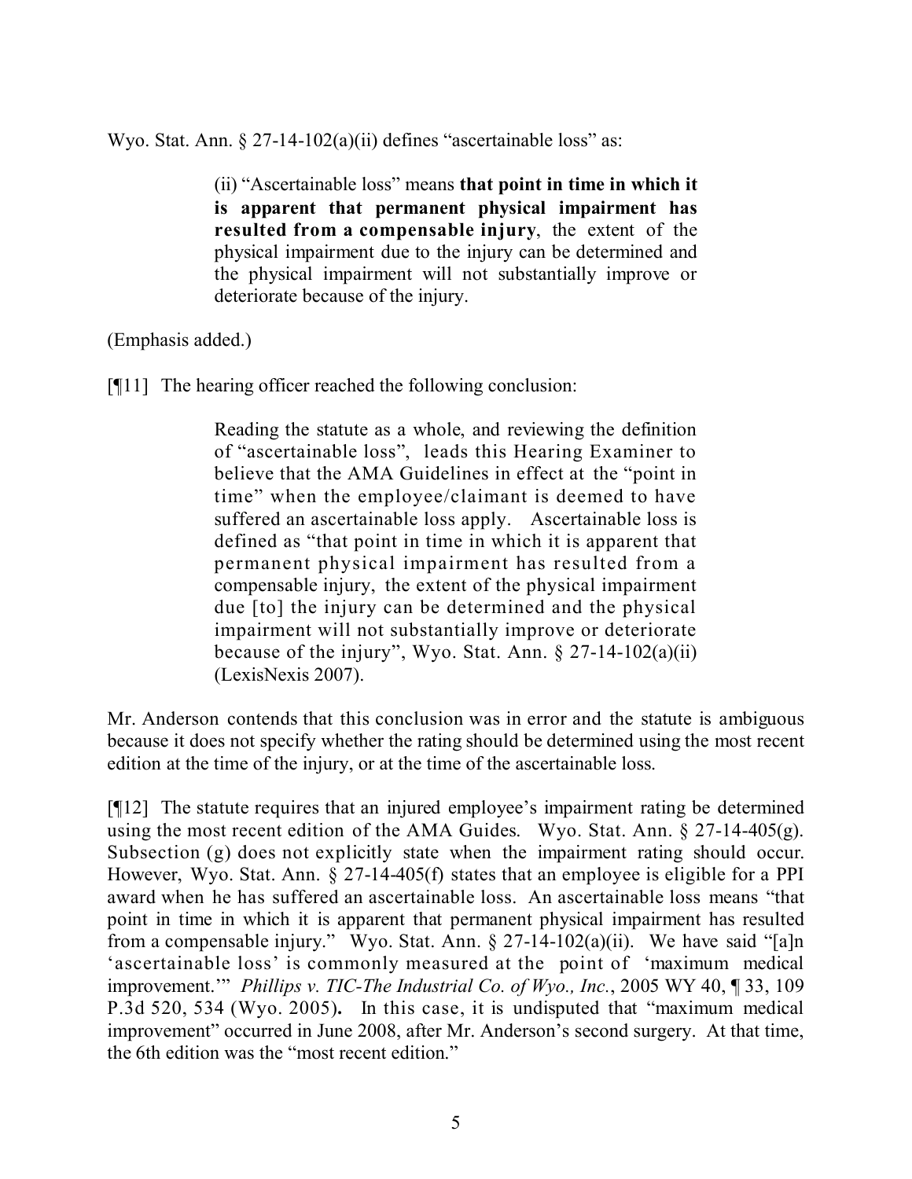Wyo. Stat. Ann. § 27-14-102(a)(ii) defines "ascertainable loss" as:

> (ii) "Ascertainable loss" means **that point in time in which it is apparent that permanent physical impairment has resulted from a compensable injury**, the extent of the physical impairment due to the injury can be determined and the physical impairment will not substantially improve or deteriorate because of the injury.

(Emphasis added.)

[¶11] The hearing officer reached the following conclusion:

> Reading the statute as a whole, and reviewing the definition of "ascertainable loss", leads this Hearing Examiner to believe that the AMA Guidelines in effect at the "point in time" when the employee/claimant is deemed to have suffered an ascertainable loss apply. Ascertainable loss is defined as "that point in time in which it is apparent that permanent physical impairment has resulted from a compensable injury, the extent of the physical impairment due [to] the injury can be determined and the physical impairment will not substantially improve or deteriorate because of the injury", Wyo. Stat. Ann. § 27-14-102(a)(ii) (LexisNexis 2007).

Mr. Anderson contends that this conclusion was in error and the statute is ambiguous because it does not specify whether the rating should be determined using the most recent edition at the time of the injury, or at the time of the ascertainable loss.

[¶12] The statute requires that an injured employee's impairment rating be determined using the most recent edition of the AMA Guides. Wyo. Stat. Ann. § 27-14-405(g). Subsection (g) does not explicitly state when the impairment rating should occur. However, Wyo. Stat. Ann. § 27-14-405(f) states that an employee is eligible for a PPI award when he has suffered an ascertainable loss. An ascertainable loss means "that point in time in which it is apparent that permanent physical impairment has resulted from a compensable injury." Wyo. Stat. Ann. § 27-14-102(a)(ii). We have said "[a]n 'ascertainable loss' is commonly measured at the point of 'maximum medical improvement.'" *Phillips v. TIC-The Industrial Co. of Wyo., Inc.*, 2005 WY 40, ¶ 33, 109 P.3d 520, 534 (Wyo. 2005). In this case, it is undisputed that "maximum medical improvement" occurred in June 2008, after Mr. Anderson's second surgery. At that time, the 6th edition was the "most recent edition."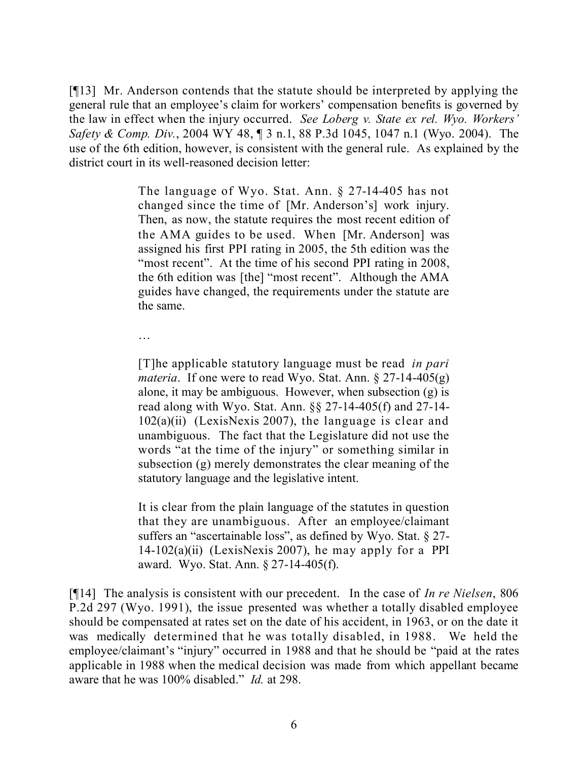[¶13] Mr. Anderson contends that the statute should be interpreted by applying the general rule that an employee's claim for workers' compensation benefits is governed by the law in effect when the injury occurred. *See Loberg v. State ex rel. Wyo. Workers' Safety & Comp. Div.*, 2004 WY 48, ¶ 3 n.1, 88 P.3d 1045, 1047 n.1 (Wyo. 2004). The use of the 6th edition, however, is consistent with the general rule. As explained by the district court in its well-reasoned decision letter:

> The language of Wyo. Stat. Ann. § 27-14-405 has not changed since the time of [Mr. Anderson's] work injury. Then, as now, the statute requires the most recent edition of the AMA guides to be used. When [Mr. Anderson] was assigned his first PPI rating in 2005, the 5th edition was the "most recent". At the time of his second PPI rating in 2008, the 6th edition was [the] "most recent". Although the AMA guides have changed, the requirements under the statute are the same.
>
> …
>
> [T]he applicable statutory language must be read *in pari materia*. If one were to read Wyo. Stat. Ann. § 27-14-405(g) alone, it may be ambiguous. However, when subsection (g) is read along with Wyo. Stat. Ann. §§ 27-14-405(f) and 27-14-102(a)(ii) (LexisNexis 2007), the language is clear and unambiguous. The fact that the Legislature did not use the words "at the time of the injury" or something similar in subsection (g) merely demonstrates the clear meaning of the statutory language and the legislative intent.
>
> It is clear from the plain language of the statutes in question that they are unambiguous. After an employee/claimant suffers an "ascertainable loss", as defined by Wyo. Stat. § 27-14-102(a)(ii) (LexisNexis 2007), he may apply for a PPI award. Wyo. Stat. Ann. § 27-14-405(f).

[¶14] The analysis is consistent with our precedent. In the case of *In re Nielsen*, 806 P.2d 297 (Wyo. 1991), the issue presented was whether a totally disabled employee should be compensated at rates set on the date of his accident, in 1963, or on the date it was medically determined that he was totally disabled, in 1988. We held the employee/claimant's "injury" occurred in 1988 and that he should be "paid at the rates applicable in 1988 when the medical decision was made from which appellant became aware that he was 100% disabled." *Id.* at 298.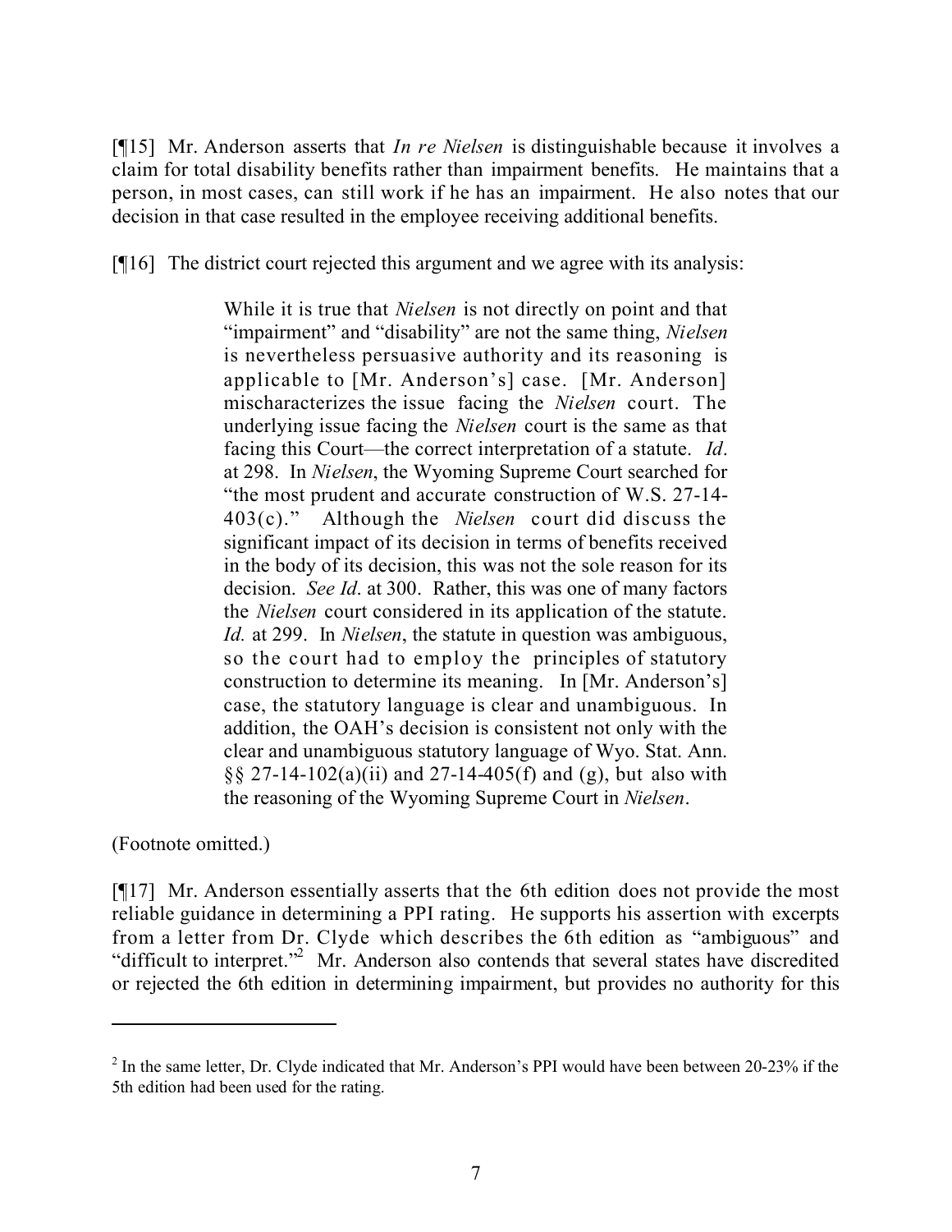[¶15] Mr. Anderson asserts that *In re Nielsen* is distinguishable because it involves a claim for total disability benefits rather than impairment benefits. He maintains that a person, in most cases, can still work if he has an impairment. He also notes that our decision in that case resulted in the employee receiving additional benefits.

[¶16] The district court rejected this argument and we agree with its analysis:

> While it is true that *Nielsen* is not directly on point and that "impairment" and "disability" are not the same thing, *Nielsen* is nevertheless persuasive authority and its reasoning is applicable to [Mr. Anderson's] case. [Mr. Anderson] mischaracterizes the issue facing the *Nielsen* court. The underlying issue facing the *Nielsen* court is the same as that facing this Court—the correct interpretation of a statute. *Id*. at 298. In *Nielsen*, the Wyoming Supreme Court searched for "the most prudent and accurate construction of W.S. 27-14-403(c)." Although the *Nielsen* court did discuss the significant impact of its decision in terms of benefits received in the body of its decision, this was not the sole reason for its decision. *See Id*. at 300. Rather, this was one of many factors the *Nielsen* court considered in its application of the statute. *Id.* at 299. In *Nielsen*, the statute in question was ambiguous, so the court had to employ the principles of statutory construction to determine its meaning. In [Mr. Anderson's] case, the statutory language is clear and unambiguous. In addition, the OAH's decision is consistent not only with the clear and unambiguous statutory language of Wyo. Stat. Ann. §§ 27-14-102(a)(ii) and 27-14-405(f) and (g), but also with the reasoning of the Wyoming Supreme Court in *Nielsen*.

(Footnote omitted.)

[¶17] Mr. Anderson essentially asserts that the 6th edition does not provide the most reliable guidance in determining a PPI rating. He supports his assertion with excerpts from a letter from Dr. Clyde which describes the 6th edition as "ambiguous" and "difficult to interpret."[2] Mr. Anderson also contends that several states have discredited or rejected the 6th edition in determining impairment, but provides no authority for this

---

[2] In the same letter, Dr. Clyde indicated that Mr. Anderson's PPI would have been between 20-23% if the 5th edition had been used for the rating.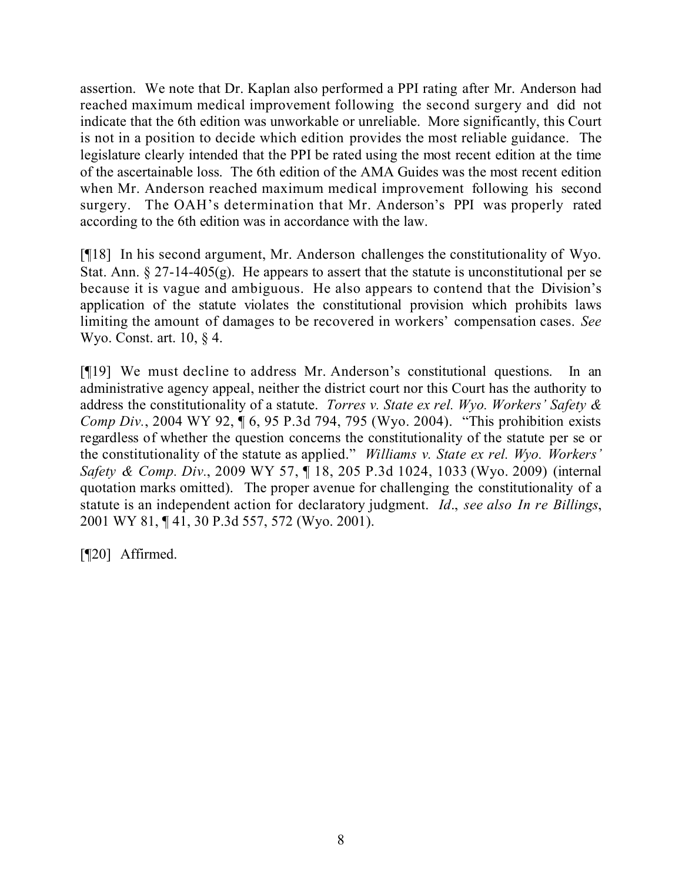assertion. We note that Dr. Kaplan also performed a PPI rating after Mr. Anderson had reached maximum medical improvement following the second surgery and did not indicate that the 6th edition was unworkable or unreliable. More significantly, this Court is not in a position to decide which edition provides the most reliable guidance. The legislature clearly intended that the PPI be rated using the most recent edition at the time of the ascertainable loss. The 6th edition of the AMA Guides was the most recent edition when Mr. Anderson reached maximum medical improvement following his second surgery. The OAH's determination that Mr. Anderson's PPI was properly rated according to the 6th edition was in accordance with the law.

[¶18] In his second argument, Mr. Anderson challenges the constitutionality of Wyo. Stat. Ann. § 27-14-405(g). He appears to assert that the statute is unconstitutional per se because it is vague and ambiguous. He also appears to contend that the Division's application of the statute violates the constitutional provision which prohibits laws limiting the amount of damages to be recovered in workers' compensation cases. *See* Wyo. Const. art. 10, § 4.

[¶19] We must decline to address Mr. Anderson's constitutional questions. In an administrative agency appeal, neither the district court nor this Court has the authority to address the constitutionality of a statute. *Torres v. State ex rel. Wyo. Workers' Safety & Comp Div.*, 2004 WY 92, ¶ 6, 95 P.3d 794, 795 (Wyo. 2004). "This prohibition exists regardless of whether the question concerns the constitutionality of the statute per se or the constitutionality of the statute as applied." *Williams v. State ex rel. Wyo. Workers' Safety & Comp. Div.*, 2009 WY 57, ¶ 18, 205 P.3d 1024, 1033 (Wyo. 2009) (internal quotation marks omitted). The proper avenue for challenging the constitutionality of a statute is an independent action for declaratory judgment. *Id*., *see also In re Billings*, 2001 WY 81, ¶ 41, 30 P.3d 557, 572 (Wyo. 2001).

[¶20] Affirmed.